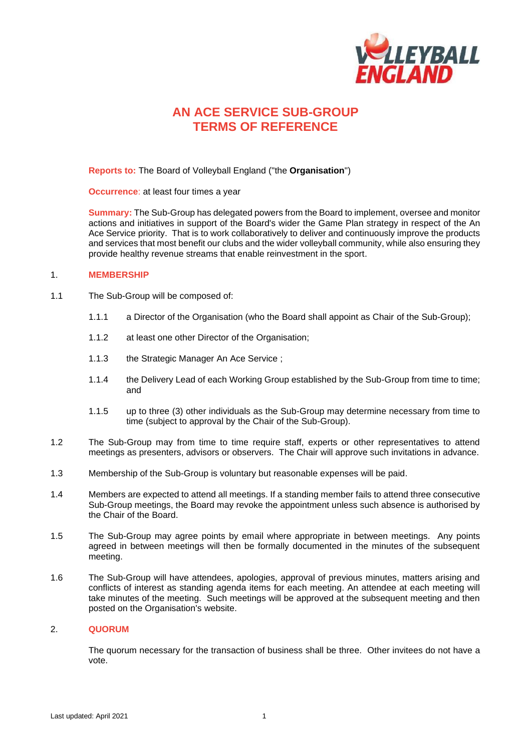# AN ACE SERVICE SUB-GROUP TERMS OF REFERENCE

**Reports to:** The Board of Volleyball England ("the **Organisation**")

**Occurrence**: at least four times a year

**Summary:** The Sub-Group has delegated powers from the Board to implement, oversee and monitor actions and initiatives in support of the Board's wider the Game Plan strategy in respect of the An Ace Service priority. That is to work collaboratively to deliver and continuously improve the products and services that most benefit our clubs and the wider volleyball community, while also ensuring they provide healthy revenue streams that enable reinvestment in the sport.

## 1. MEMBERSHIP

1.1 The Sub-Group will be composed of:

1.1.1 a Director of the Organisation (who the Board shall appoint as Chair of the Sub-Group);

1.1.2 at least one other Director of the Organisation;

1.1.3 the Strategic Manager An Ace Service ;

1.1.4 the Delivery Lead of each Working Group established by the Sub-Group from time to time; and

1.1.5 up to three (3) other individuals as the Sub-Group may determine necessary from time to time (subject to approval by the Chair of the Sub-Group).

1.2 The Sub-Group may from time to time require staff, experts or other representatives to attend meetings as presenters, advisors or observers. The Chair will approve such invitations in advance.

1.3 Membership of the Sub-Group is voluntary but reasonable expenses will be paid.

1.4 Members are expected to attend all meetings. If a standing member fails to attend three consecutive Sub-Group meetings, the Board may revoke the appointment unless such absence is authorised by the Chair of the Board.

1.5 The Sub-Group may agree points by email where appropriate in between meetings. Any points agreed in between meetings will then be formally documented in the minutes of the subsequent meeting.

1.6 The Sub-Group will have attendees, apologies, approval of previous minutes, matters arising and conflicts of interest as standing agenda items for each meeting. An attendee at each meeting will take minutes of the meeting. Such meetings will be approved at the subsequent meeting and then posted on the Organisation's website.

## 2. QUORUM

The quorum necessary for the transaction of business shall be three. Other invitees do not have a vote.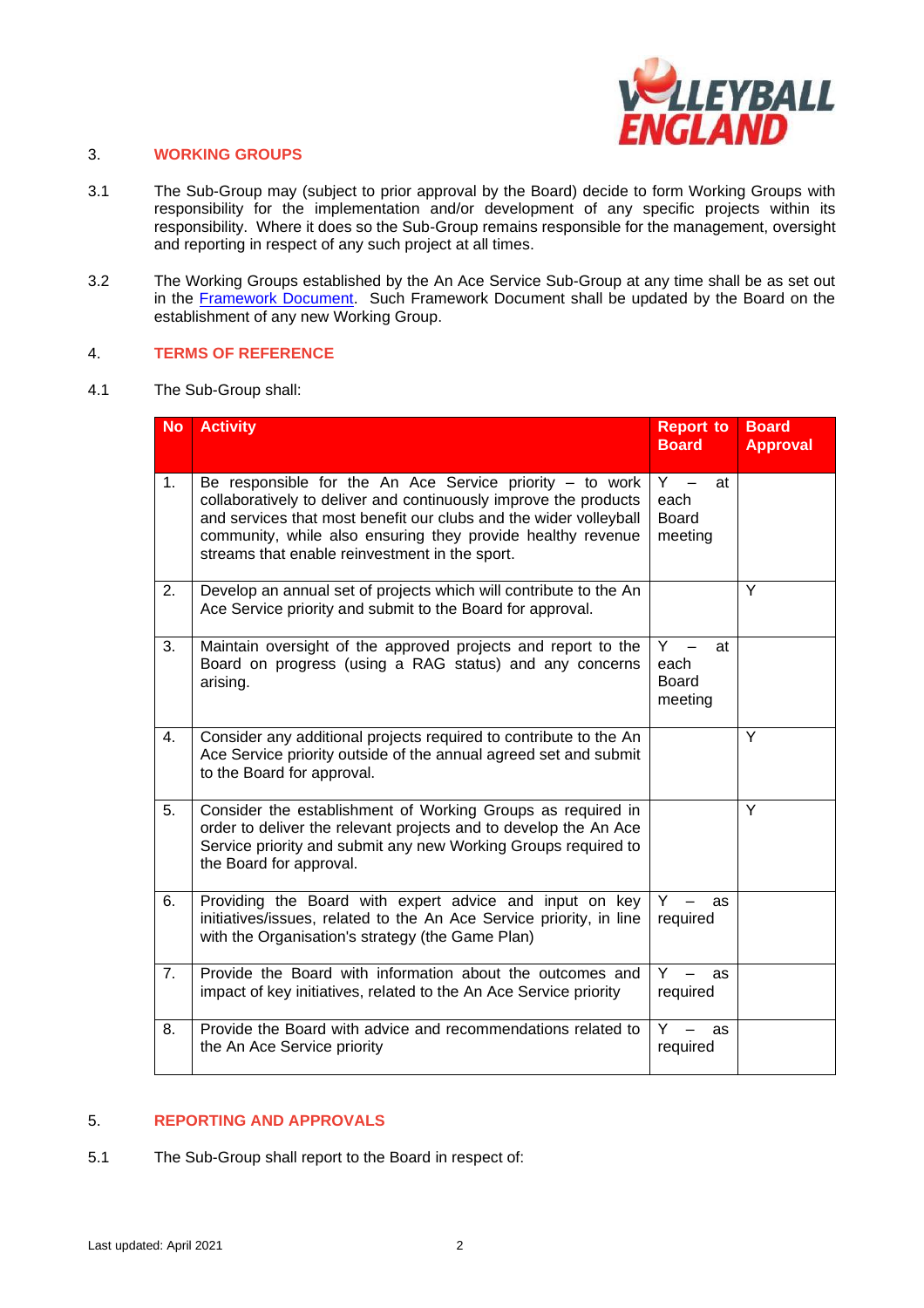## 3. WORKING GROUPS

3.1 The Sub-Group may (subject to prior approval by the Board) decide to form Working Groups with responsibility for the implementation and/or development of any specific projects within its responsibility. Where it does so the Sub-Group remains responsible for the management, oversight and reporting in respect of any such project at all times.

3.2 The Working Groups established by the An Ace Service Sub-Group at any time shall be as set out in the [Framework Document](). Such Framework Document shall be updated by the Board on the establishment of any new Working Group.

## 4. TERMS OF REFERENCE

4.1 The Sub-Group shall:

| No | Activity | Report to Board | Board Approval |
|---|---|---|---|
| 1. | Be responsible for the An Ace Service priority – to work collaboratively to deliver and continuously improve the products and services that most benefit our clubs and the wider volleyball community, while also ensuring they provide healthy revenue streams that enable reinvestment in the sport. | Y – at each Board meeting | |
| 2. | Develop an annual set of projects which will contribute to the An Ace Service priority and submit to the Board for approval. | | Y |
| 3. | Maintain oversight of the approved projects and report to the Board on progress (using a RAG status) and any concerns arising. | Y – at each Board meeting | |
| 4. | Consider any additional projects required to contribute to the An Ace Service priority outside of the annual agreed set and submit to the Board for approval. | | Y |
| 5. | Consider the establishment of Working Groups as required in order to deliver the relevant projects and to develop the An Ace Service priority and submit any new Working Groups required to the Board for approval. | | Y |
| 6. | Providing the Board with expert advice and input on key initiatives/issues, related to the An Ace Service priority, in line with the Organisation's strategy (the Game Plan) | Y – as required | |
| 7. | Provide the Board with information about the outcomes and impact of key initiatives, related to the An Ace Service priority | Y – as required | |
| 8. | Provide the Board with advice and recommendations related to the An Ace Service priority | Y – as required | |

## 5. REPORTING AND APPROVALS

5.1 The Sub-Group shall report to the Board in respect of: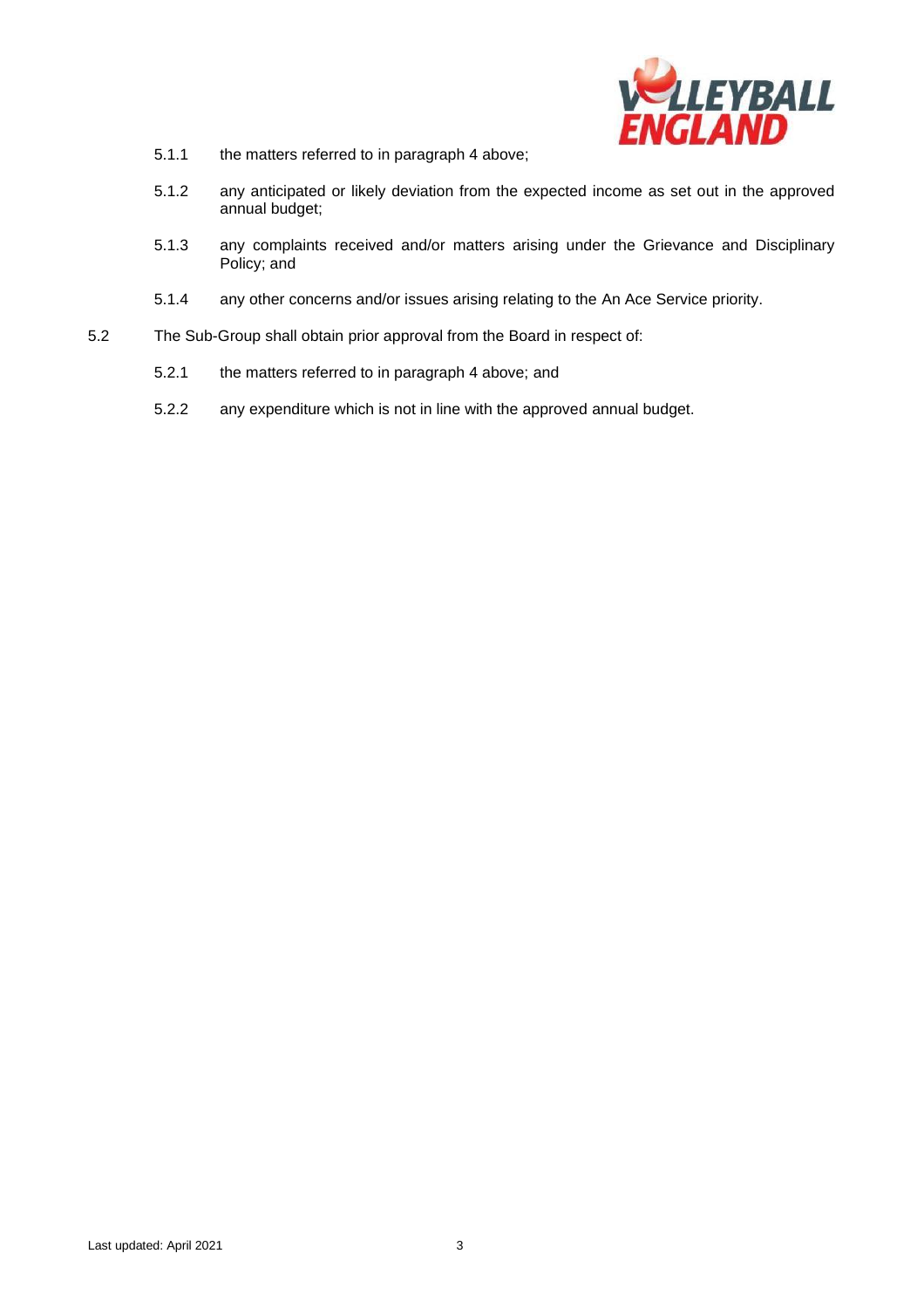5.1.1 the matters referred to in paragraph 4 above;

5.1.2 any anticipated or likely deviation from the expected income as set out in the approved annual budget;

5.1.3 any complaints received and/or matters arising under the Grievance and Disciplinary Policy; and

5.1.4 any other concerns and/or issues arising relating to the An Ace Service priority.

5.2 The Sub-Group shall obtain prior approval from the Board in respect of:

5.2.1 the matters referred to in paragraph 4 above; and

5.2.2 any expenditure which is not in line with the approved annual budget.